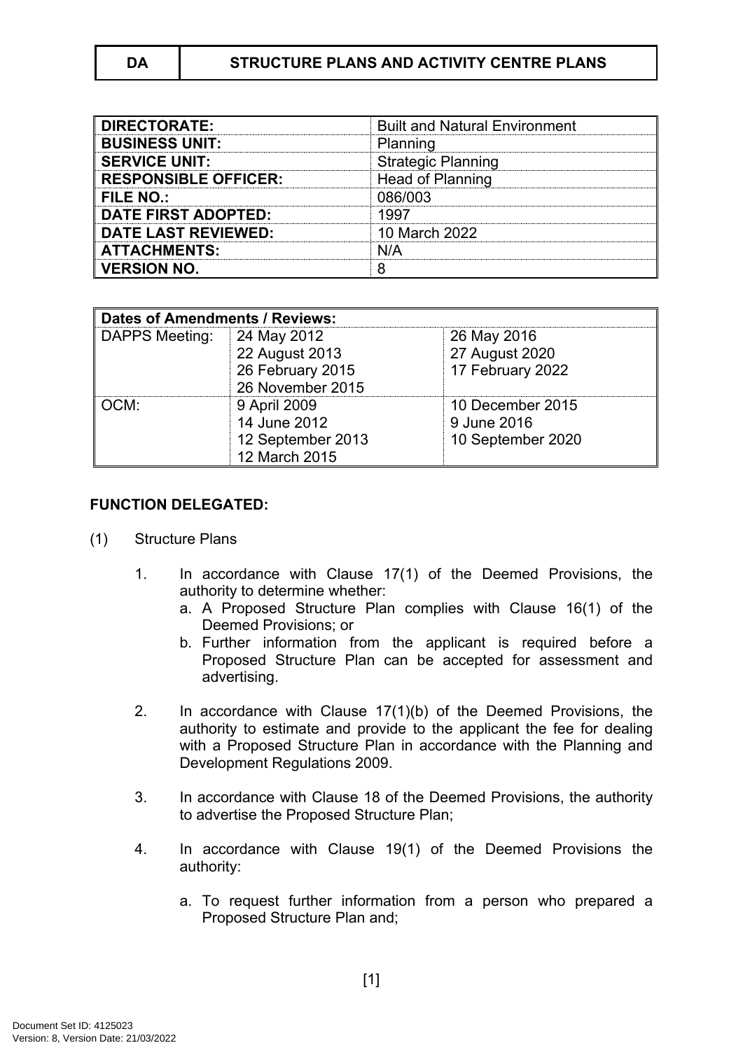| DA | STRUCTURE PLANS AND ACTIVITY CENTRE PLANS |
|---|---|

| **DIRECTORATE:** | Built and Natural Environment |
|---|---|
| **BUSINESS UNIT:** | Planning |
| **SERVICE UNIT:** | Strategic Planning |
| **RESPONSIBLE OFFICER:** | Head of Planning |
| **FILE NO.:** | 086/003 |
| **DATE FIRST ADOPTED:** | 1997 |
| **DATE LAST REVIEWED:** | 10 March 2022 |
| **ATTACHMENTS:** | N/A |
| **VERSION NO.** | 8 |

| **Dates of Amendments / Reviews:** | | |
|---|---|---|
| DAPPS Meeting: | 24 May 2012<br>22 August 2013<br>26 February 2015<br>26 November 2015 | 26 May 2016<br>27 August 2020<br>17 February 2022 |
| OCM: | 9 April 2009<br>14 June 2012<br>12 September 2013<br>12 March 2015 | 10 December 2015<br>9 June 2016<br>10 September 2020 |

**FUNCTION DELEGATED:**

(1) Structure Plans

1. In accordance with Clause 17(1) of the Deemed Provisions, the authority to determine whether:
   a. A Proposed Structure Plan complies with Clause 16(1) of the Deemed Provisions; or
   b. Further information from the applicant is required before a Proposed Structure Plan can be accepted for assessment and advertising.

2. In accordance with Clause 17(1)(b) of the Deemed Provisions, the authority to estimate and provide to the applicant the fee for dealing with a Proposed Structure Plan in accordance with the Planning and Development Regulations 2009.

3. In accordance with Clause 18 of the Deemed Provisions, the authority to advertise the Proposed Structure Plan;

4. In accordance with Clause 19(1) of the Deemed Provisions the authority:

   a. To request further information from a person who prepared a Proposed Structure Plan and;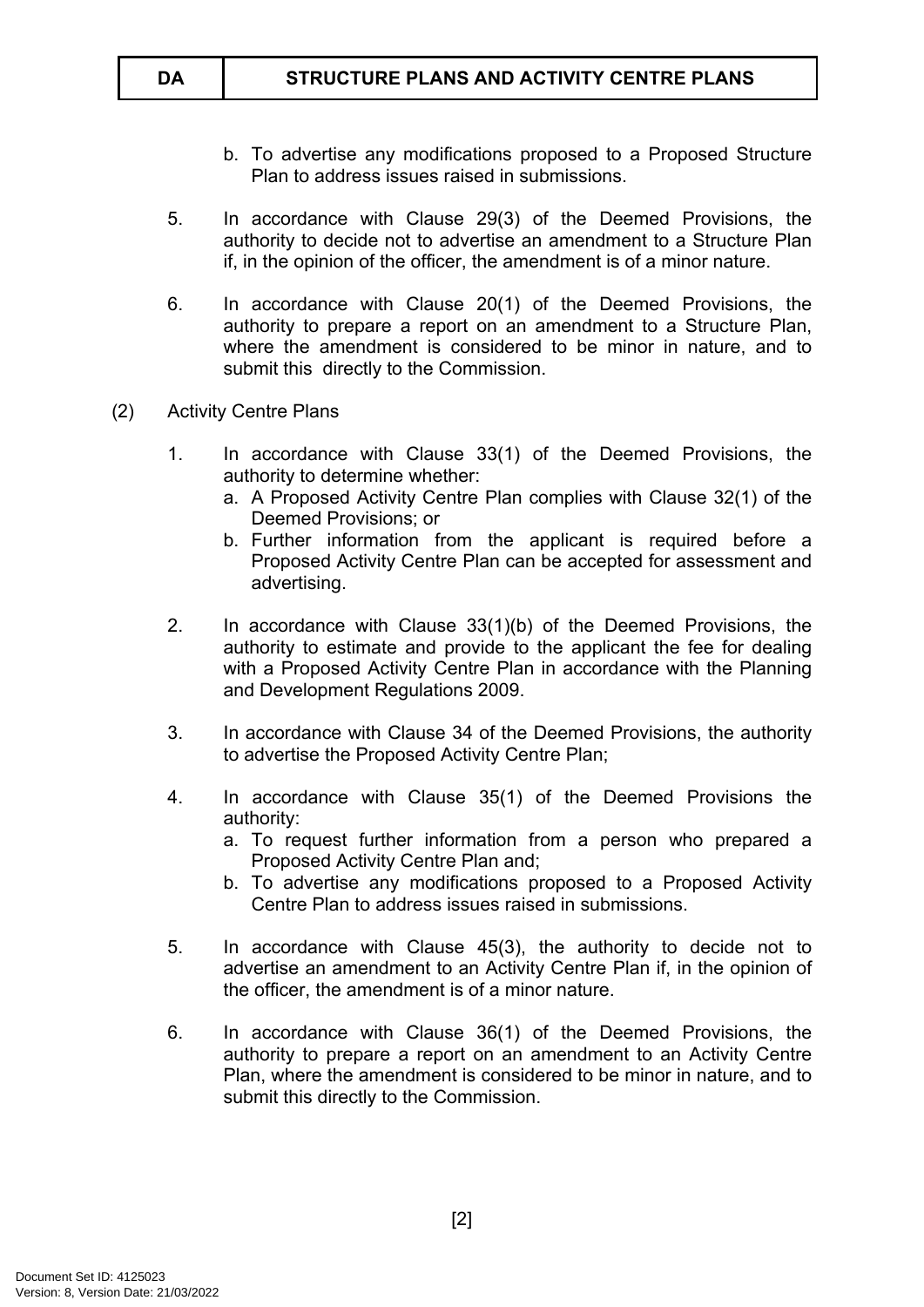b. To advertise any modifications proposed to a Proposed Structure Plan to address issues raised in submissions.

5. In accordance with Clause 29(3) of the Deemed Provisions, the authority to decide not to advertise an amendment to a Structure Plan if, in the opinion of the officer, the amendment is of a minor nature.

6. In accordance with Clause 20(1) of the Deemed Provisions, the authority to prepare a report on an amendment to a Structure Plan, where the amendment is considered to be minor in nature, and to submit this directly to the Commission.

(2) Activity Centre Plans

1. In accordance with Clause 33(1) of the Deemed Provisions, the authority to determine whether:
   a. A Proposed Activity Centre Plan complies with Clause 32(1) of the Deemed Provisions; or
   b. Further information from the applicant is required before a Proposed Activity Centre Plan can be accepted for assessment and advertising.

2. In accordance with Clause 33(1)(b) of the Deemed Provisions, the authority to estimate and provide to the applicant the fee for dealing with a Proposed Activity Centre Plan in accordance with the Planning and Development Regulations 2009.

3. In accordance with Clause 34 of the Deemed Provisions, the authority to advertise the Proposed Activity Centre Plan;

4. In accordance with Clause 35(1) of the Deemed Provisions the authority:
   a. To request further information from a person who prepared a Proposed Activity Centre Plan and;
   b. To advertise any modifications proposed to a Proposed Activity Centre Plan to address issues raised in submissions.

5. In accordance with Clause 45(3), the authority to decide not to advertise an amendment to an Activity Centre Plan if, in the opinion of the officer, the amendment is of a minor nature.

6. In accordance with Clause 36(1) of the Deemed Provisions, the authority to prepare a report on an amendment to an Activity Centre Plan, where the amendment is considered to be minor in nature, and to submit this directly to the Commission.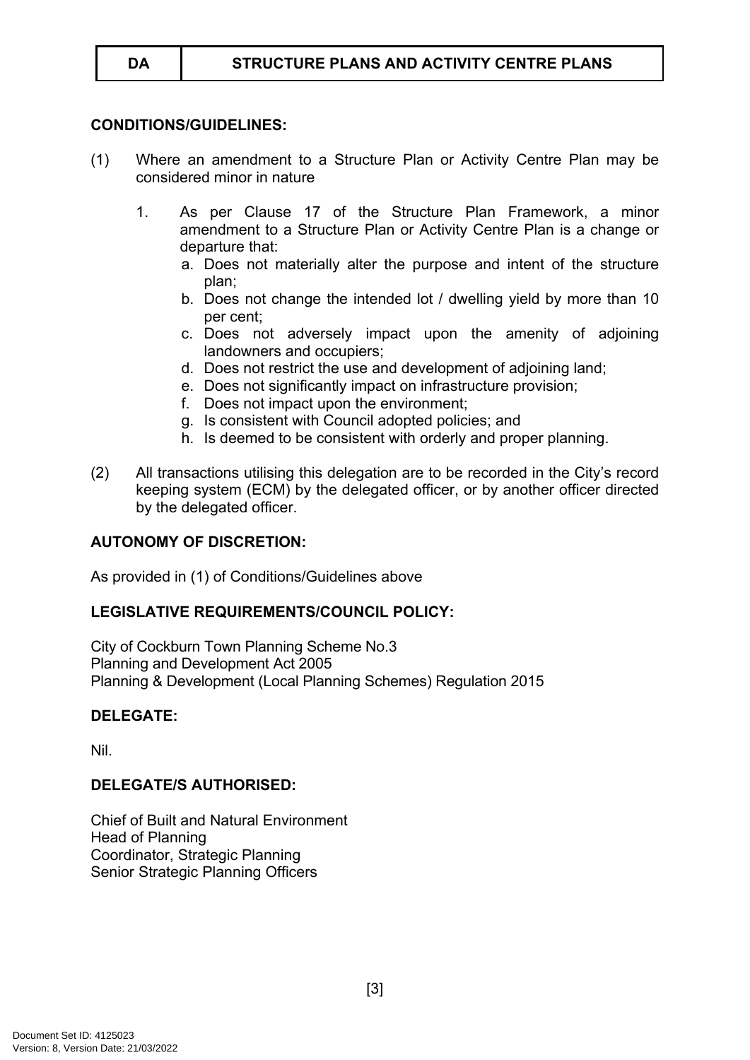| DA | STRUCTURE PLANS AND ACTIVITY CENTRE PLANS |
|---|---|

**CONDITIONS/GUIDELINES:**

(1) Where an amendment to a Structure Plan or Activity Centre Plan may be considered minor in nature

1. As per Clause 17 of the Structure Plan Framework, a minor amendment to a Structure Plan or Activity Centre Plan is a change or departure that:
   a. Does not materially alter the purpose and intent of the structure plan;
   b. Does not change the intended lot / dwelling yield by more than 10 per cent;
   c. Does not adversely impact upon the amenity of adjoining landowners and occupiers;
   d. Does not restrict the use and development of adjoining land;
   e. Does not significantly impact on infrastructure provision;
   f. Does not impact upon the environment;
   g. Is consistent with Council adopted policies; and
   h. Is deemed to be consistent with orderly and proper planning.

(2) All transactions utilising this delegation are to be recorded in the City's record keeping system (ECM) by the delegated officer, or by another officer directed by the delegated officer.

**AUTONOMY OF DISCRETION:**

As provided in (1) of Conditions/Guidelines above

**LEGISLATIVE REQUIREMENTS/COUNCIL POLICY:**

City of Cockburn Town Planning Scheme No.3
Planning and Development Act 2005
Planning & Development (Local Planning Schemes) Regulation 2015

**DELEGATE:**

Nil.

**DELEGATE/S AUTHORISED:**

Chief of Built and Natural Environment
Head of Planning
Coordinator, Strategic Planning
Senior Strategic Planning Officers

Document Set ID: 4125023
Version: 8, Version Date: 21/03/2022